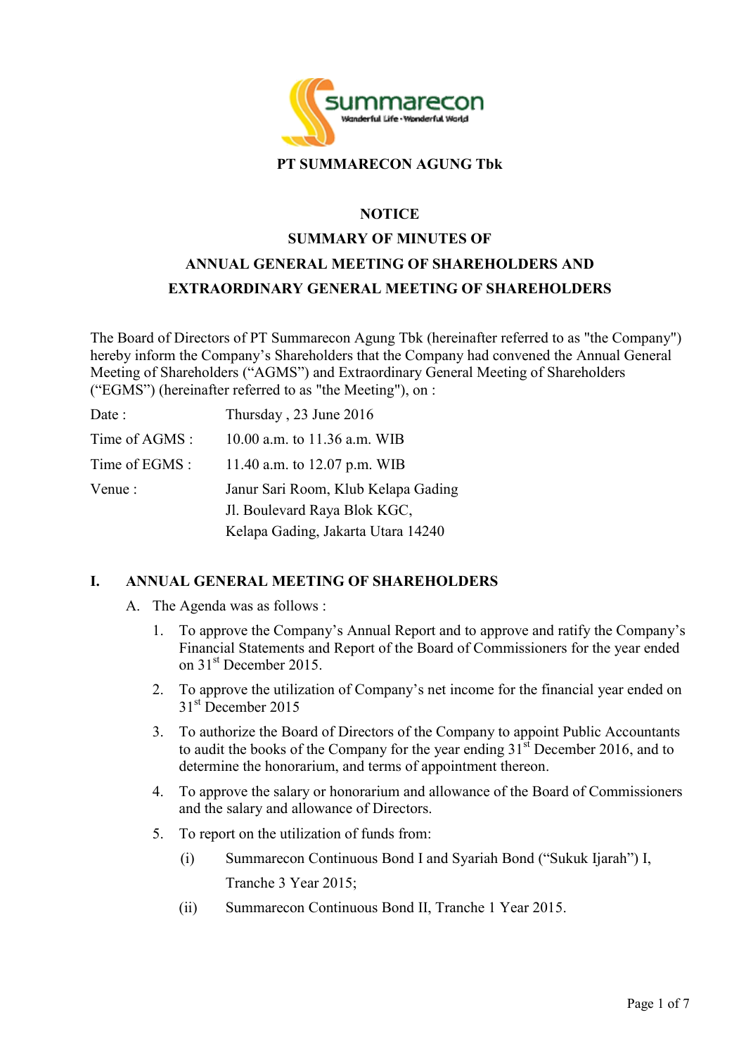**PT SUMMARECON AGUNG Tbk**

# NOTICE

## SUMMARY OF MINUTES OF ANNUAL GENERAL MEETING OF SHAREHOLDERS AND EXTRAORDINARY GENERAL MEETING OF SHAREHOLDERS

The Board of Directors of PT Summarecon Agung Tbk (hereinafter referred to as "the Company") hereby inform the Company's Shareholders that the Company had convened the Annual General Meeting of Shareholders ("AGMS") and Extraordinary General Meeting of Shareholders ("EGMS") (hereinafter referred to as "the Meeting"), on :

| | |
|---|---|
| Date : | Thursday , 23 June 2016 |
| Time of AGMS : | 10.00 a.m. to 11.36 a.m. WIB |
| Time of EGMS : | 11.40 a.m. to 12.07 p.m. WIB |
| Venue : | Janur Sari Room, Klub Kelapa Gading<br>Jl. Boulevard Raya Blok KGC,<br>Kelapa Gading, Jakarta Utara 14240 |

## I. ANNUAL GENERAL MEETING OF SHAREHOLDERS

A. The Agenda was as follows :

1. To approve the Company's Annual Report and to approve and ratify the Company's Financial Statements and Report of the Board of Commissioners for the year ended on 31st December 2015.
2. To approve the utilization of Company's net income for the financial year ended on 31st December 2015
3. To authorize the Board of Directors of the Company to appoint Public Accountants to audit the books of the Company for the year ending 31st December 2016, and to determine the honorarium, and terms of appointment thereon.
4. To approve the salary or honorarium and allowance of the Board of Commissioners and the salary and allowance of Directors.
5. To report on the utilization of funds from:
   (i) Summarecon Continuous Bond I and Syariah Bond ("Sukuk Ijarah") I, Tranche 3 Year 2015;
   (ii) Summarecon Continuous Bond II, Tranche 1 Year 2015.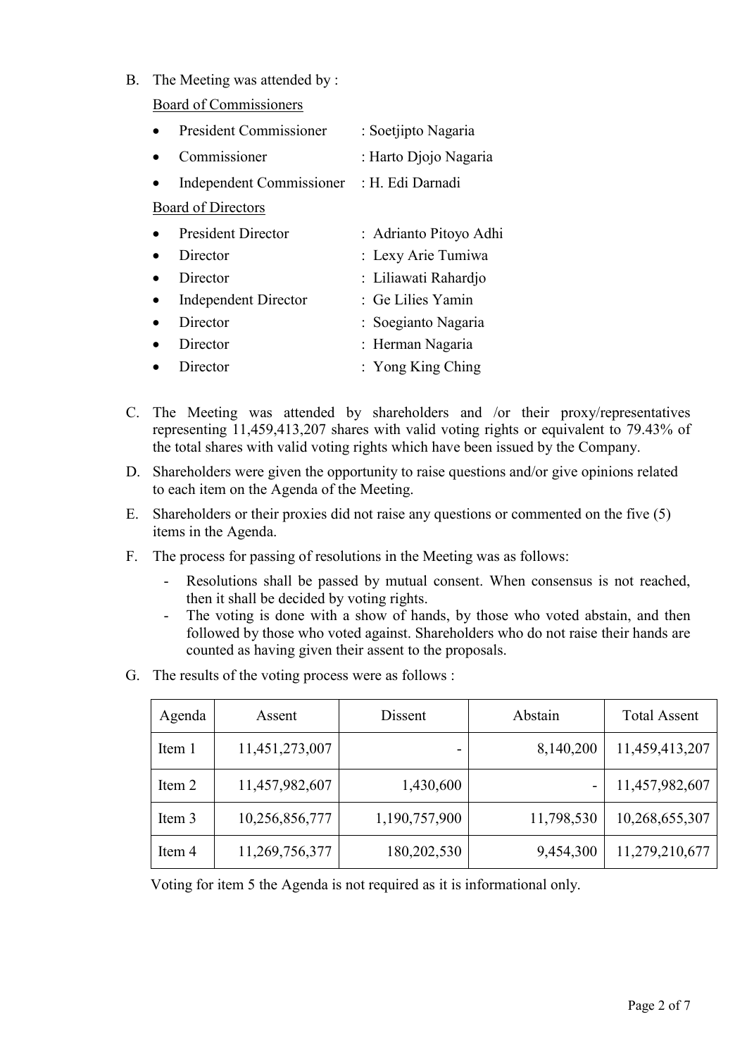B. The Meeting was attended by :

<u>Board of Commissioners</u>

- President Commissioner : Soetjipto Nagaria
- Commissioner : Harto Djojo Nagaria
- Independent Commissioner : H. Edi Darnadi

<u>Board of Directors</u>

- President Director : Adrianto Pitoyo Adhi
- Director : Lexy Arie Tumiwa
- Director : Liliawati Rahardjo
- Independent Director : Ge Lilies Yamin
- Director : Soegianto Nagaria
- Director : Herman Nagaria
- Director : Yong King Ching

C. The Meeting was attended by shareholders and /or their proxy/representatives representing 11,459,413,207 shares with valid voting rights or equivalent to 79.43% of the total shares with valid voting rights which have been issued by the Company.

D. Shareholders were given the opportunity to raise questions and/or give opinions related to each item on the Agenda of the Meeting.

E. Shareholders or their proxies did not raise any questions or commented on the five (5) items in the Agenda.

F. The process for passing of resolutions in the Meeting was as follows:

- Resolutions shall be passed by mutual consent. When consensus is not reached, then it shall be decided by voting rights.
- The voting is done with a show of hands, by those who voted abstain, and then followed by those who voted against. Shareholders who do not raise their hands are counted as having given their assent to the proposals.

G. The results of the voting process were as follows :

| Agenda | Assent | Dissent | Abstain | Total Assent |
|---|---|---|---|---|
| Item 1 | 11,451,273,007 | - | 8,140,200 | 11,459,413,207 |
| Item 2 | 11,457,982,607 | 1,430,600 | - | 11,457,982,607 |
| Item 3 | 10,256,856,777 | 1,190,757,900 | 11,798,530 | 10,268,655,307 |
| Item 4 | 11,269,756,377 | 180,202,530 | 9,454,300 | 11,279,210,677 |

Voting for item 5 the Agenda is not required as it is informational only.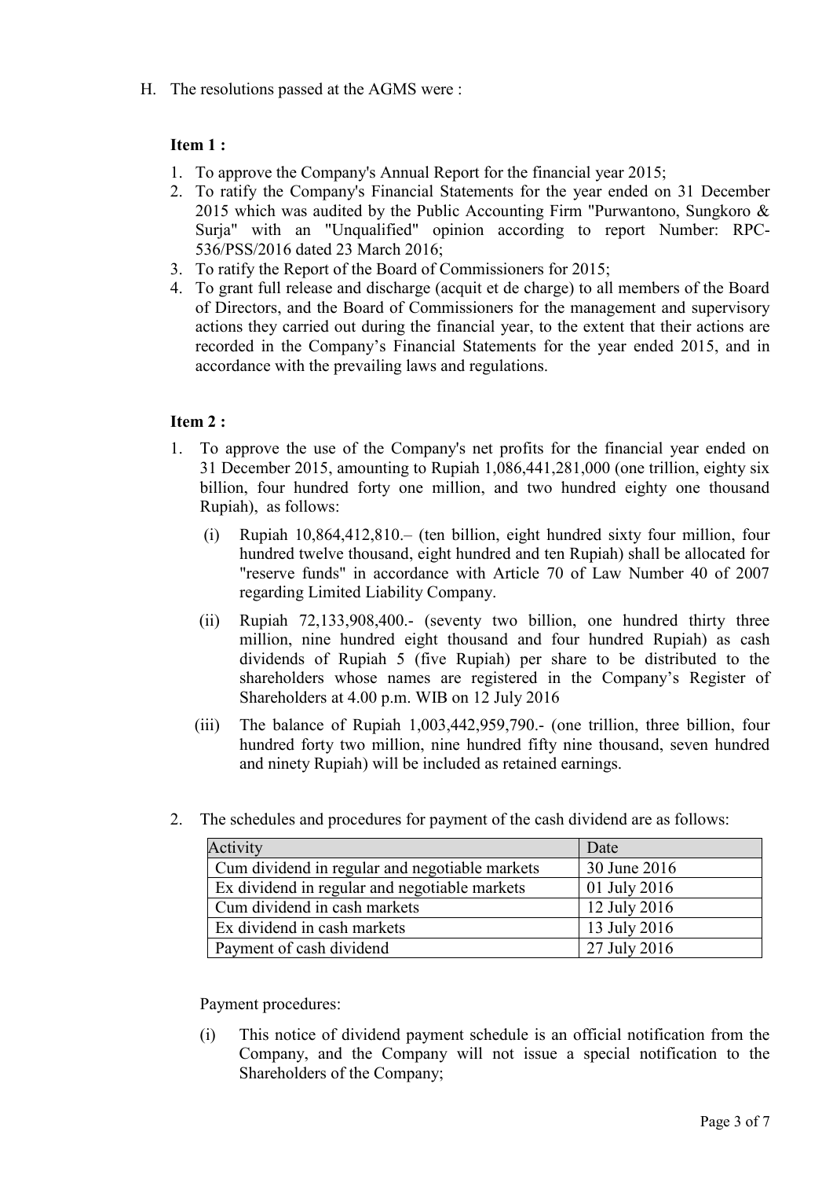H. The resolutions passed at the AGMS were :

**Item 1 :**

1. To approve the Company's Annual Report for the financial year 2015;
2. To ratify the Company's Financial Statements for the year ended on 31 December 2015 which was audited by the Public Accounting Firm "Purwantono, Sungkoro & Surja" with an "Unqualified" opinion according to report Number: RPC-536/PSS/2016 dated 23 March 2016;
3. To ratify the Report of the Board of Commissioners for 2015;
4. To grant full release and discharge (acquit et de charge) to all members of the Board of Directors, and the Board of Commissioners for the management and supervisory actions they carried out during the financial year, to the extent that their actions are recorded in the Company's Financial Statements for the year ended 2015, and in accordance with the prevailing laws and regulations.

**Item 2 :**

1. To approve the use of the Company's net profits for the financial year ended on 31 December 2015, amounting to Rupiah 1,086,441,281,000 (one trillion, eighty six billion, four hundred forty one million, and two hundred eighty one thousand Rupiah), as follows:

   (i) Rupiah 10,864,412,810.– (ten billion, eight hundred sixty four million, four hundred twelve thousand, eight hundred and ten Rupiah) shall be allocated for "reserve funds" in accordance with Article 70 of Law Number 40 of 2007 regarding Limited Liability Company.

   (ii) Rupiah 72,133,908,400.- (seventy two billion, one hundred thirty three million, nine hundred eight thousand and four hundred Rupiah) as cash dividends of Rupiah 5 (five Rupiah) per share to be distributed to the shareholders whose names are registered in the Company's Register of Shareholders at 4.00 p.m. WIB on 12 July 2016

   (iii) The balance of Rupiah 1,003,442,959,790.- (one trillion, three billion, four hundred forty two million, nine hundred fifty nine thousand, seven hundred and ninety Rupiah) will be included as retained earnings.

2. The schedules and procedures for payment of the cash dividend are as follows:

| Activity | Date |
|---|---|
| Cum dividend in regular and negotiable markets | 30 June 2016 |
| Ex dividend in regular and negotiable markets | 01 July 2016 |
| Cum dividend in cash markets | 12 July 2016 |
| Ex dividend in cash markets | 13 July 2016 |
| Payment of cash dividend | 27 July 2016 |

   Payment procedures:

   (i) This notice of dividend payment schedule is an official notification from the Company, and the Company will not issue a special notification to the Shareholders of the Company;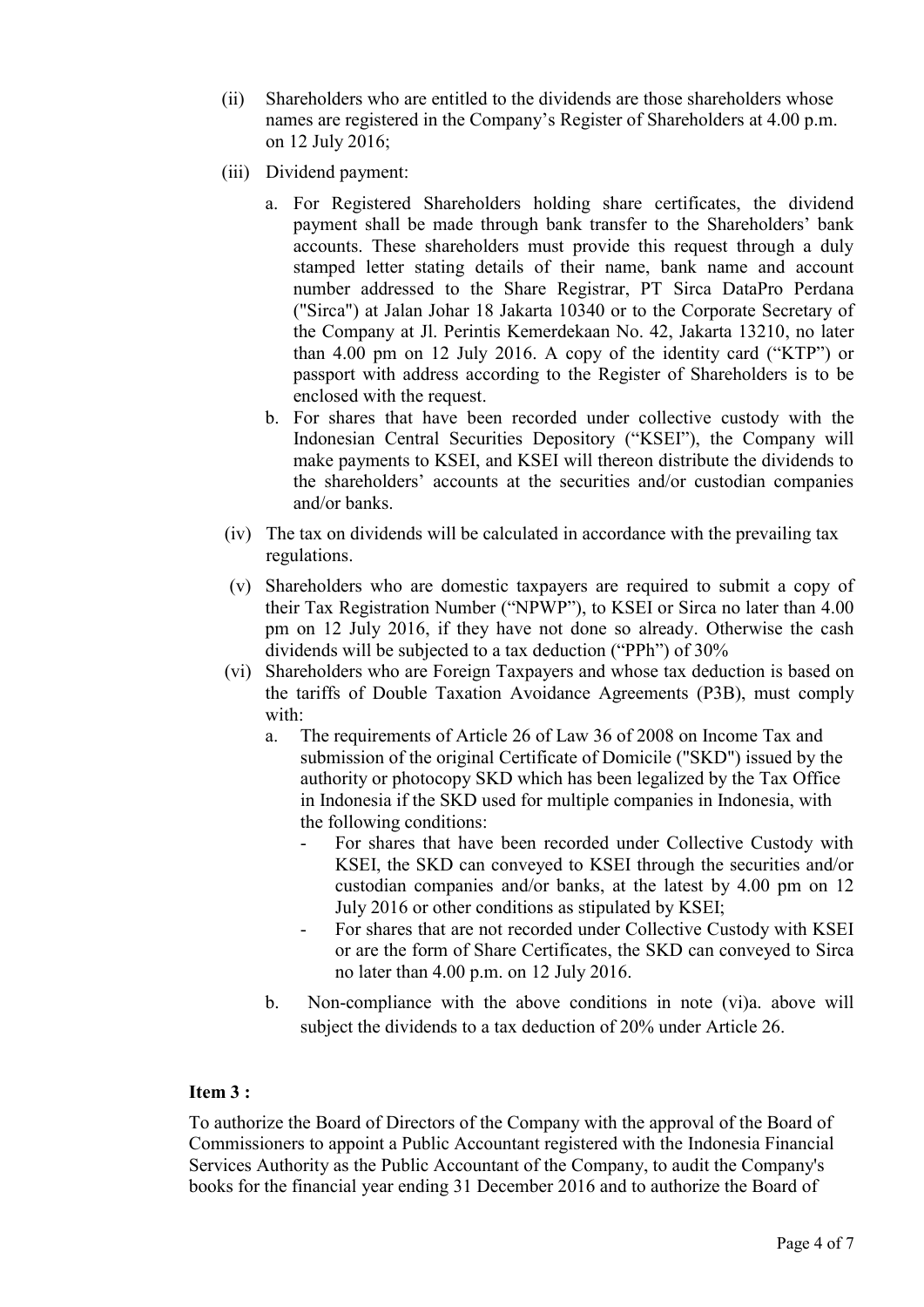(ii) Shareholders who are entitled to the dividends are those shareholders whose names are registered in the Company's Register of Shareholders at 4.00 p.m. on 12 July 2016;

(iii) Dividend payment:

   a. For Registered Shareholders holding share certificates, the dividend payment shall be made through bank transfer to the Shareholders' bank accounts. These shareholders must provide this request through a duly stamped letter stating details of their name, bank name and account number addressed to the Share Registrar, PT Sirca DataPro Perdana ("Sirca") at Jalan Johar 18 Jakarta 10340 or to the Corporate Secretary of the Company at Jl. Perintis Kemerdekaan No. 42, Jakarta 13210, no later than 4.00 pm on 12 July 2016. A copy of the identity card ("KTP") or passport with address according to the Register of Shareholders is to be enclosed with the request.

   b. For shares that have been recorded under collective custody with the Indonesian Central Securities Depository ("KSEI"), the Company will make payments to KSEI, and KSEI will thereon distribute the dividends to the shareholders' accounts at the securities and/or custodian companies and/or banks.

(iv) The tax on dividends will be calculated in accordance with the prevailing tax regulations.

(v) Shareholders who are domestic taxpayers are required to submit a copy of their Tax Registration Number ("NPWP"), to KSEI or Sirca no later than 4.00 pm on 12 July 2016, if they have not done so already. Otherwise the cash dividends will be subjected to a tax deduction ("PPh") of 30%

(vi) Shareholders who are Foreign Taxpayers and whose tax deduction is based on the tariffs of Double Taxation Avoidance Agreements (P3B), must comply with:

   a. The requirements of Article 26 of Law 36 of 2008 on Income Tax and submission of the original Certificate of Domicile ("SKD") issued by the authority or photocopy SKD which has been legalized by the Tax Office in Indonesia if the SKD used for multiple companies in Indonesia, with the following conditions:

      - For shares that have been recorded under Collective Custody with KSEI, the SKD can conveyed to KSEI through the securities and/or custodian companies and/or banks, at the latest by 4.00 pm on 12 July 2016 or other conditions as stipulated by KSEI;
      - For shares that are not recorded under Collective Custody with KSEI or are the form of Share Certificates, the SKD can conveyed to Sirca no later than 4.00 p.m. on 12 July 2016.

   b. Non-compliance with the above conditions in note (vi)a. above will subject the dividends to a tax deduction of 20% under Article 26.

**Item 3 :**

To authorize the Board of Directors of the Company with the approval of the Board of Commissioners to appoint a Public Accountant registered with the Indonesia Financial Services Authority as the Public Accountant of the Company, to audit the Company's books for the financial year ending 31 December 2016 and to authorize the Board of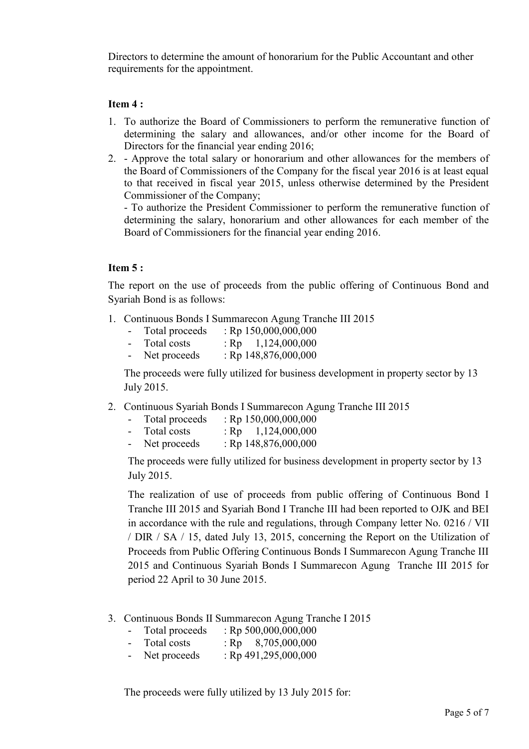Directors to determine the amount of honorarium for the Public Accountant and other requirements for the appointment.

**Item 4 :**

1. To authorize the Board of Commissioners to perform the remunerative function of determining the salary and allowances, and/or other income for the Board of Directors for the financial year ending 2016;
2. - Approve the total salary or honorarium and other allowances for the members of the Board of Commissioners of the Company for the fiscal year 2016 is at least equal to that received in fiscal year 2015, unless otherwise determined by the President Commissioner of the Company;

   - To authorize the President Commissioner to perform the remunerative function of determining the salary, honorarium and other allowances for each member of the Board of Commissioners for the financial year ending 2016.

**Item 5 :**

The report on the use of proceeds from the public offering of Continuous Bond and Syariah Bond is as follows:

1. Continuous Bonds I Summarecon Agung Tranche III 2015
   - Total proceeds : Rp 150,000,000,000
   - Total costs : Rp 1,124,000,000
   - Net proceeds : Rp 148,876,000,000

   The proceeds were fully utilized for business development in property sector by 13 July 2015.

2. Continuous Syariah Bonds I Summarecon Agung Tranche III 2015
   - Total proceeds : Rp 150,000,000,000
   - Total costs : Rp 1,124,000,000
   - Net proceeds : Rp 148,876,000,000

   The proceeds were fully utilized for business development in property sector by 13 July 2015.

   The realization of use of proceeds from public offering of Continuous Bond I Tranche III 2015 and Syariah Bond I Tranche III had been reported to OJK and BEI in accordance with the rule and regulations, through Company letter No. 0216 / VII / DIR / SA / 15, dated July 13, 2015, concerning the Report on the Utilization of Proceeds from Public Offering Continuous Bonds I Summarecon Agung Tranche III 2015 and Continuous Syariah Bonds I Summarecon Agung Tranche III 2015 for period 22 April to 30 June 2015.

3. Continuous Bonds II Summarecon Agung Tranche I 2015
   - Total proceeds : Rp 500,000,000,000
   - Total costs : Rp 8,705,000,000
   - Net proceeds : Rp 491,295,000,000

   The proceeds were fully utilized by 13 July 2015 for: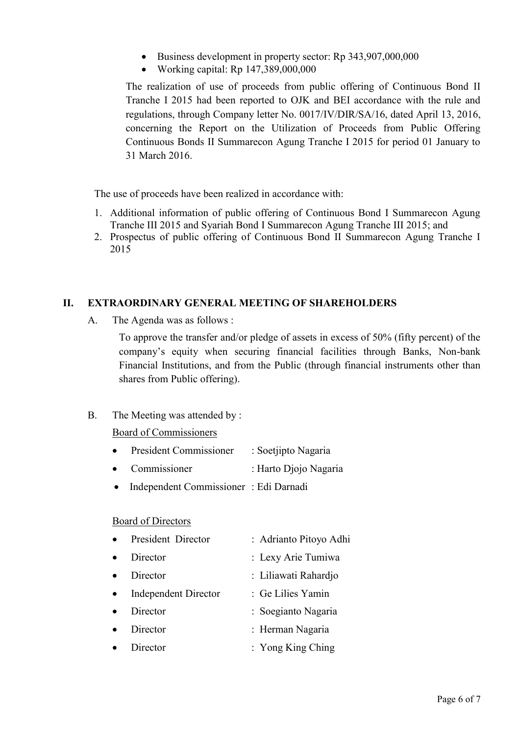- Business development in property sector: Rp 343,907,000,000
- Working capital: Rp 147,389,000,000

The realization of use of proceeds from public offering of Continuous Bond II Tranche I 2015 had been reported to OJK and BEI accordance with the rule and regulations, through Company letter No. 0017/IV/DIR/SA/16, dated April 13, 2016, concerning the Report on the Utilization of Proceeds from Public Offering Continuous Bonds II Summarecon Agung Tranche I 2015 for period 01 January to 31 March 2016.

The use of proceeds have been realized in accordance with:

1. Additional information of public offering of Continuous Bond I Summarecon Agung Tranche III 2015 and Syariah Bond I Summarecon Agung Tranche III 2015; and
2. Prospectus of public offering of Continuous Bond II Summarecon Agung Tranche I 2015

## II. EXTRAORDINARY GENERAL MEETING OF SHAREHOLDERS

A. The Agenda was as follows :

To approve the transfer and/or pledge of assets in excess of 50% (fifty percent) of the company's equity when securing financial facilities through Banks, Non-bank Financial Institutions, and from the Public (through financial instruments other than shares from Public offering).

B. The Meeting was attended by :

<u>Board of Commissioners</u>

- President Commissioner : Soetjipto Nagaria
- Commissioner : Harto Djojo Nagaria
- Independent Commissioner : Edi Darnadi

<u>Board of Directors</u>

- President Director : Adrianto Pitoyo Adhi
- Director : Lexy Arie Tumiwa
- Director : Liliawati Rahardjo
- Independent Director : Ge Lilies Yamin
- Director : Soegianto Nagaria
- Director : Herman Nagaria
- Director : Yong King Ching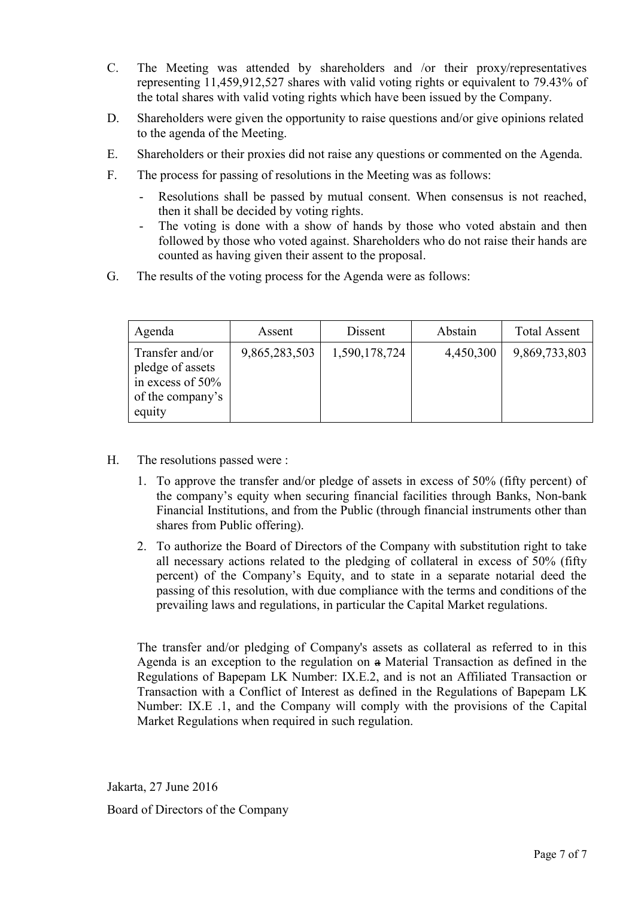C. The Meeting was attended by shareholders and /or their proxy/representatives representing 11,459,912,527 shares with valid voting rights or equivalent to 79.43% of the total shares with valid voting rights which have been issued by the Company.

D. Shareholders were given the opportunity to raise questions and/or give opinions related to the agenda of the Meeting.

E. Shareholders or their proxies did not raise any questions or commented on the Agenda.

F. The process for passing of resolutions in the Meeting was as follows:

   - Resolutions shall be passed by mutual consent. When consensus is not reached, then it shall be decided by voting rights.
   - The voting is done with a show of hands by those who voted abstain and then followed by those who voted against. Shareholders who do not raise their hands are counted as having given their assent to the proposal.

G. The results of the voting process for the Agenda were as follows:

| Agenda | Assent | Dissent | Abstain | Total Assent |
|---|---|---|---|---|
| Transfer and/or pledge of assets in excess of 50% of the company's equity | 9,865,283,503 | 1,590,178,724 | 4,450,300 | 9,869,733,803 |

H. The resolutions passed were :

   1. To approve the transfer and/or pledge of assets in excess of 50% (fifty percent) of the company's equity when securing financial facilities through Banks, Non-bank Financial Institutions, and from the Public (through financial instruments other than shares from Public offering).
   2. To authorize the Board of Directors of the Company with substitution right to take all necessary actions related to the pledging of collateral in excess of 50% (fifty percent) of the Company's Equity, and to state in a separate notarial deed the passing of this resolution, with due compliance with the terms and conditions of the prevailing laws and regulations, in particular the Capital Market regulations.

   The transfer and/or pledging of Company's assets as collateral as referred to in this Agenda is an exception to the regulation on ~~a~~ Material Transaction as defined in the Regulations of Bapepam LK Number: IX.E.2, and is not an Affiliated Transaction or Transaction with a Conflict of Interest as defined in the Regulations of Bapepam LK Number: IX.E .1, and the Company will comply with the provisions of the Capital Market Regulations when required in such regulation.

Jakarta, 27 June 2016

Board of Directors of the Company